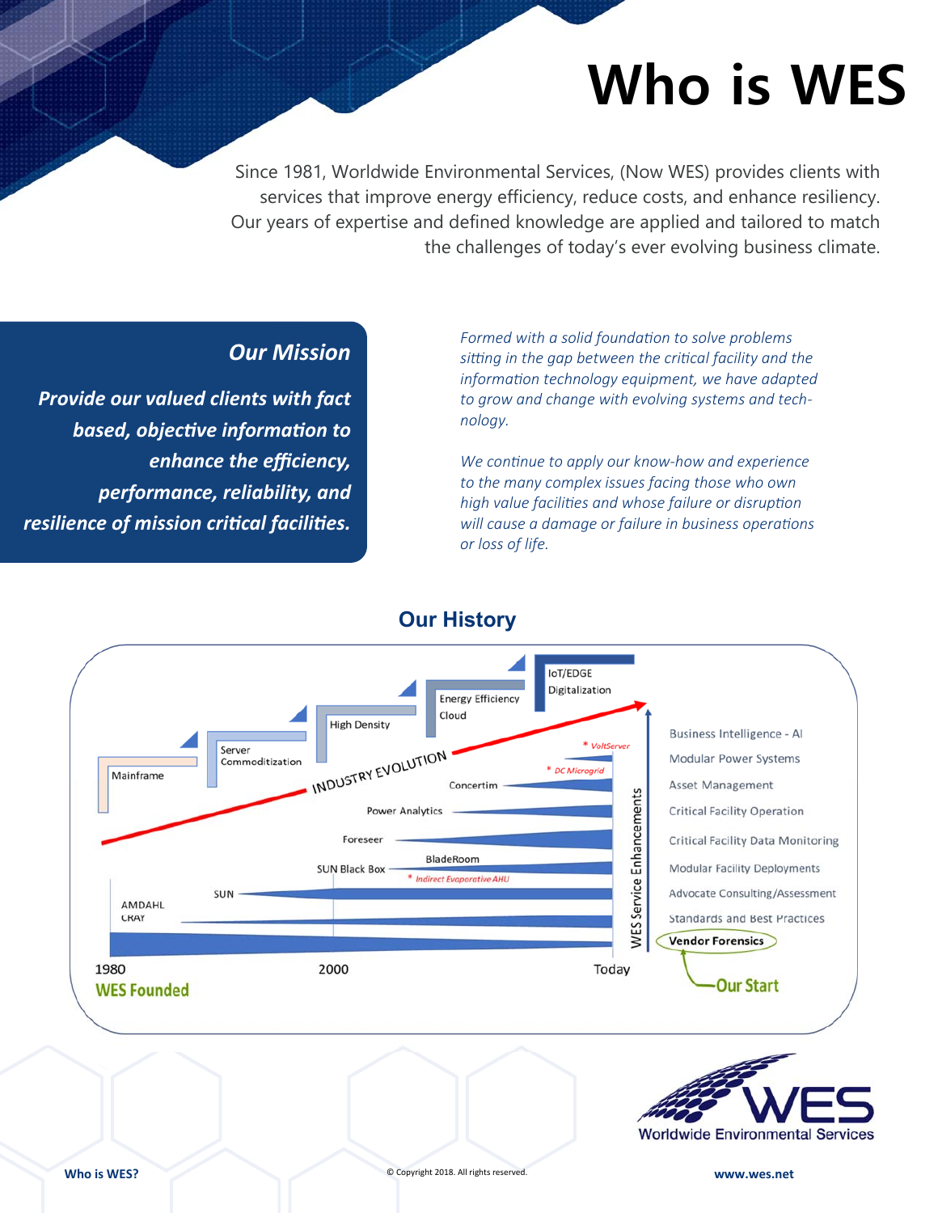# Who is WES

Since 1981, Worldwide Environmental Services, (Now WES) provides clients with services that improve energy efficiency, reduce costs, and enhance resiliency. Our years of expertise and defined knowledge are applied and tailored to match the challenges of today's ever evolving business climate.

## *Our Mission*

***Provide our valued clients with fact based, objective information to enhance the efficiency, performance, reliability, and resilience of mission critical facilities.***

*Formed with a solid foundation to solve problems sitting in the gap between the critical facility and the information technology equipment, we have adapted to grow and change with evolving systems and technology.*

*We continue to apply our know-how and experience to the many complex issues facing those who own high value facilities and whose failure or disruption will cause a damage or failure in business operations or loss of life.*

## Our History

Mainframe · Server Commoditization · High Density · Energy Efficiency Cloud · IoT/EDGE Digitalization

INDUSTRY EVOLUTION

\* VoltServer
\* DC Microgrid
Concertim
Power Analytics
Foreseer
BladeRoom
SUN Black Box
\* Indirect Evaporative AHU
SUN
AMDAHL
CRAY

1980 — **WES Founded**
2000
Today

WES Service Enhancements:

- Business Intelligence - AI
- Modular Power Systems
- Asset Management
- Critical Facility Operation
- Critical Facility Data Monitoring
- Modular Facility Deployments
- Advocate Consulting/Assessment
- Standards and Best Practices
- **Vendor Forensics** — **Our Start**

WES Worldwide Environmental Services

© Copyright 2018. All rights reserved.

www.wes.net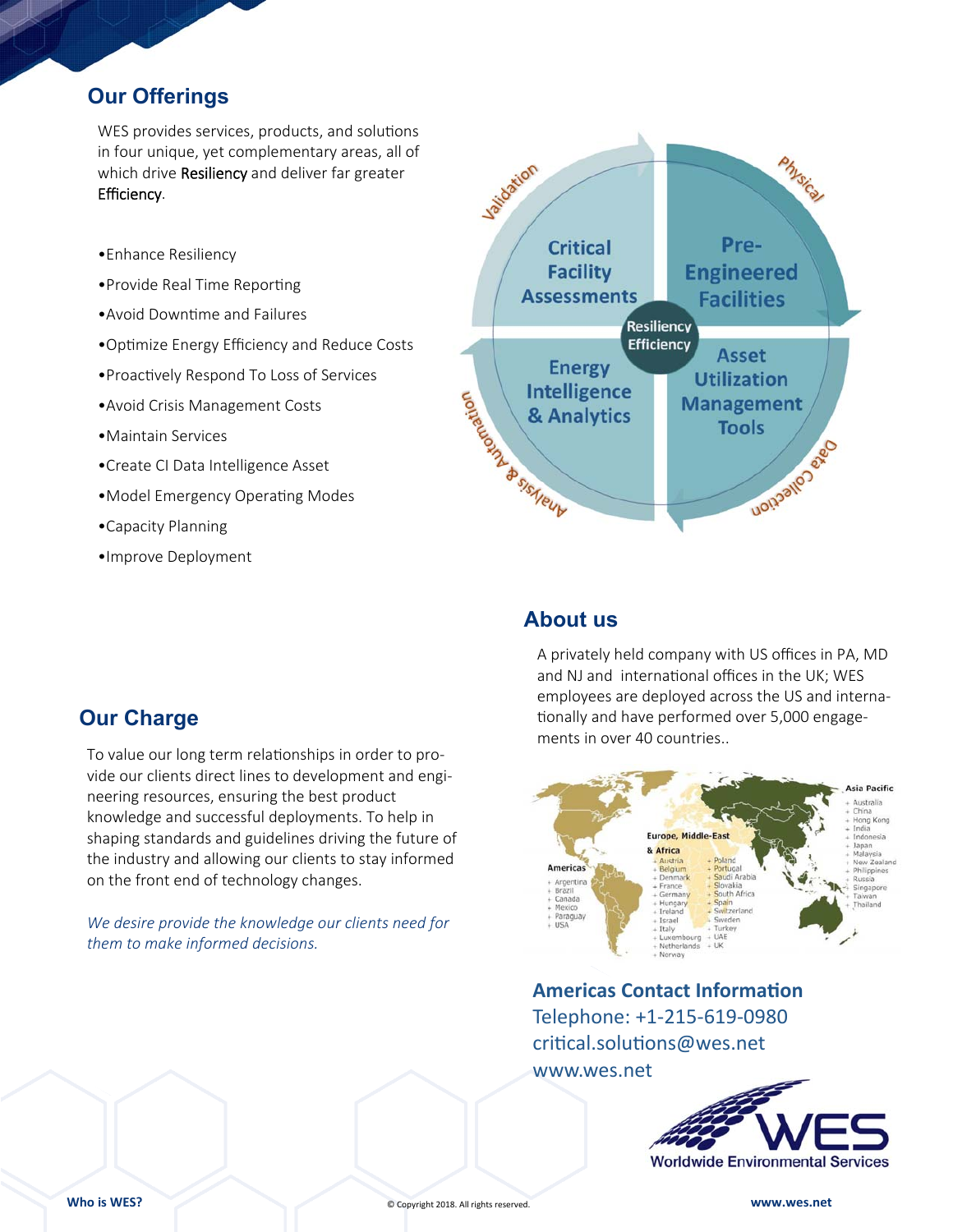## Our Offerings

WES provides services, products, and solutions in four unique, yet complementary areas, all of which drive Resiliency and deliver far greater Efficiency.

- •Enhance Resiliency
- •Provide Real Time Reporting
- •Avoid Downtime and Failures
- •Optimize Energy Efficiency and Reduce Costs
- •Proactively Respond To Loss of Services
- •Avoid Crisis Management Costs
- •Maintain Services
- •Create CI Data Intelligence Asset
- •Model Emergency Operating Modes
- •Capacity Planning
- •Improve Deployment

Validation
Physical
Critical Facility Assessments
Pre-Engineered Facilities
Resiliency
Efficiency
Energy Intelligence & Analytics
Asset Utilization Management Tools
Analysis & Automation
Data Collection

## About us

A privately held company with US offices in PA, MD and NJ and international offices in the UK; WES employees are deployed across the US and internationally and have performed over 5,000 engagements in over 40 countries..

Americas
+ Argentina
+ Brazil
+ Canada
+ Mexico
+ Paraguay
+ USA

Europe, Middle-East & Africa
+ Austria
+ Belgium
+ Denmark
+ France
+ Germany
+ Hungary
+ Ireland
+ Israel
+ Italy
+ Luxembourg
+ Netherlands
+ Norway
+ Poland
+ Portugal
+ Saudi Arabia
+ Slovakia
+ South Africa
+ Spain
+ Switzerland
+ Sweden
+ Turkey
+ UAE
+ UK

Asia Pacific
+ Australia
+ China
+ Hong Kong
+ India
+ Indonesia
+ Japan
+ Malaysia
+ New Zealand
+ Philippines
+ Russia
+ Singapore
+ Taiwan
+ Thailand

## Our Charge

To value our long term relationships in order to provide our clients direct lines to development and engineering resources, ensuring the best product knowledge and successful deployments. To help in shaping standards and guidelines driving the future of the industry and allowing our clients to stay informed on the front end of technology changes.

*We desire provide the knowledge our clients need for them to make informed decisions.*

**Americas Contact Information**
Telephone: +1-215-619-0980
critical.solutions@wes.net
www.wes.net

WES
Worldwide Environmental Services

© Copyright 2018. All rights reserved.